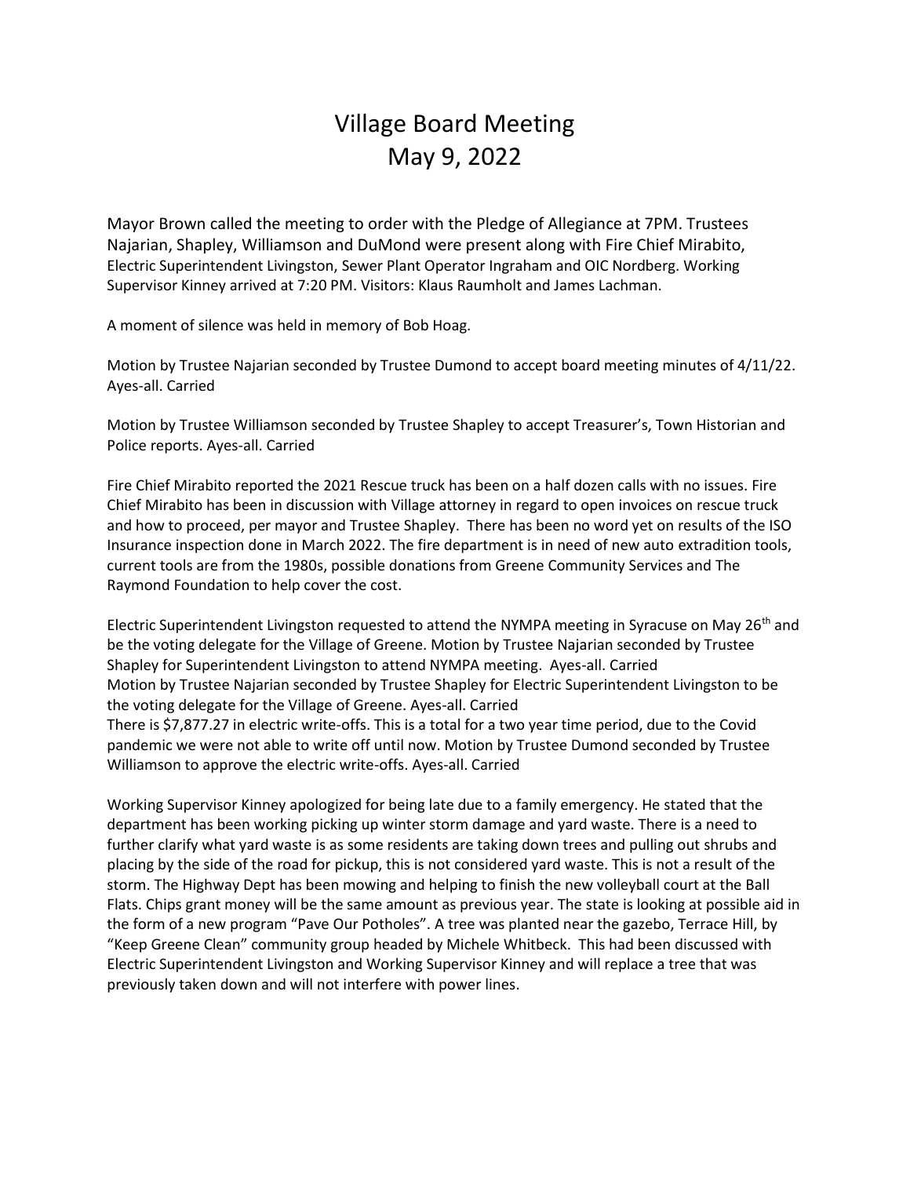# Village Board Meeting
# May 9, 2022

Mayor Brown called the meeting to order with the Pledge of Allegiance at 7PM. Trustees Najarian, Shapley, Williamson and DuMond were present along with Fire Chief Mirabito, Electric Superintendent Livingston, Sewer Plant Operator Ingraham and OIC Nordberg. Working Supervisor Kinney arrived at 7:20 PM. Visitors: Klaus Raumholt and James Lachman.

A moment of silence was held in memory of Bob Hoag.

Motion by Trustee Najarian seconded by Trustee Dumond to accept board meeting minutes of 4/11/22. Ayes-all. Carried

Motion by Trustee Williamson seconded by Trustee Shapley to accept Treasurer's, Town Historian and Police reports. Ayes-all. Carried

Fire Chief Mirabito reported the 2021 Rescue truck has been on a half dozen calls with no issues. Fire Chief Mirabito has been in discussion with Village attorney in regard to open invoices on rescue truck and how to proceed, per mayor and Trustee Shapley. There has been no word yet on results of the ISO Insurance inspection done in March 2022. The fire department is in need of new auto extradition tools, current tools are from the 1980s, possible donations from Greene Community Services and The Raymond Foundation to help cover the cost.

Electric Superintendent Livingston requested to attend the NYMPA meeting in Syracuse on May 26th and be the voting delegate for the Village of Greene. Motion by Trustee Najarian seconded by Trustee Shapley for Superintendent Livingston to attend NYMPA meeting. Ayes-all. Carried
Motion by Trustee Najarian seconded by Trustee Shapley for Electric Superintendent Livingston to be the voting delegate for the Village of Greene. Ayes-all. Carried
There is $7,877.27 in electric write-offs. This is a total for a two year time period, due to the Covid pandemic we were not able to write off until now. Motion by Trustee Dumond seconded by Trustee Williamson to approve the electric write-offs. Ayes-all. Carried

Working Supervisor Kinney apologized for being late due to a family emergency. He stated that the department has been working picking up winter storm damage and yard waste. There is a need to further clarify what yard waste is as some residents are taking down trees and pulling out shrubs and placing by the side of the road for pickup, this is not considered yard waste. This is not a result of the storm. The Highway Dept has been mowing and helping to finish the new volleyball court at the Ball Flats. Chips grant money will be the same amount as previous year. The state is looking at possible aid in the form of a new program "Pave Our Potholes". A tree was planted near the gazebo, Terrace Hill, by "Keep Greene Clean" community group headed by Michele Whitbeck. This had been discussed with Electric Superintendent Livingston and Working Supervisor Kinney and will replace a tree that was previously taken down and will not interfere with power lines.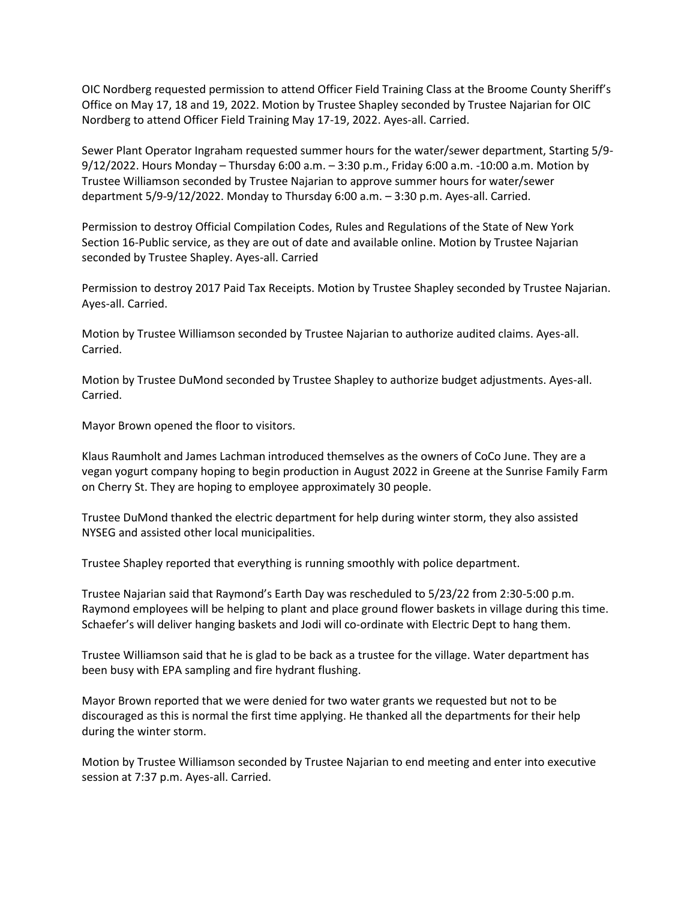OIC Nordberg requested permission to attend Officer Field Training Class at the Broome County Sheriff's Office on May 17, 18 and 19, 2022. Motion by Trustee Shapley seconded by Trustee Najarian for OIC Nordberg to attend Officer Field Training May 17-19, 2022. Ayes-all. Carried.

Sewer Plant Operator Ingraham requested summer hours for the water/sewer department, Starting 5/9-9/12/2022. Hours Monday – Thursday 6:00 a.m. – 3:30 p.m., Friday 6:00 a.m. -10:00 a.m. Motion by Trustee Williamson seconded by Trustee Najarian to approve summer hours for water/sewer department 5/9-9/12/2022. Monday to Thursday 6:00 a.m. – 3:30 p.m. Ayes-all. Carried.

Permission to destroy Official Compilation Codes, Rules and Regulations of the State of New York Section 16-Public service, as they are out of date and available online. Motion by Trustee Najarian seconded by Trustee Shapley. Ayes-all. Carried

Permission to destroy 2017 Paid Tax Receipts. Motion by Trustee Shapley seconded by Trustee Najarian. Ayes-all. Carried.

Motion by Trustee Williamson seconded by Trustee Najarian to authorize audited claims. Ayes-all. Carried.

Motion by Trustee DuMond seconded by Trustee Shapley to authorize budget adjustments. Ayes-all. Carried.

Mayor Brown opened the floor to visitors.

Klaus Raumholt and James Lachman introduced themselves as the owners of CoCo June. They are a vegan yogurt company hoping to begin production in August 2022 in Greene at the Sunrise Family Farm on Cherry St. They are hoping to employee approximately 30 people.

Trustee DuMond thanked the electric department for help during winter storm, they also assisted NYSEG and assisted other local municipalities.

Trustee Shapley reported that everything is running smoothly with police department.

Trustee Najarian said that Raymond's Earth Day was rescheduled to 5/23/22 from 2:30-5:00 p.m. Raymond employees will be helping to plant and place ground flower baskets in village during this time. Schaefer's will deliver hanging baskets and Jodi will co-ordinate with Electric Dept to hang them.

Trustee Williamson said that he is glad to be back as a trustee for the village. Water department has been busy with EPA sampling and fire hydrant flushing.

Mayor Brown reported that we were denied for two water grants we requested but not to be discouraged as this is normal the first time applying. He thanked all the departments for their help during the winter storm.

Motion by Trustee Williamson seconded by Trustee Najarian to end meeting and enter into executive session at 7:37 p.m. Ayes-all. Carried.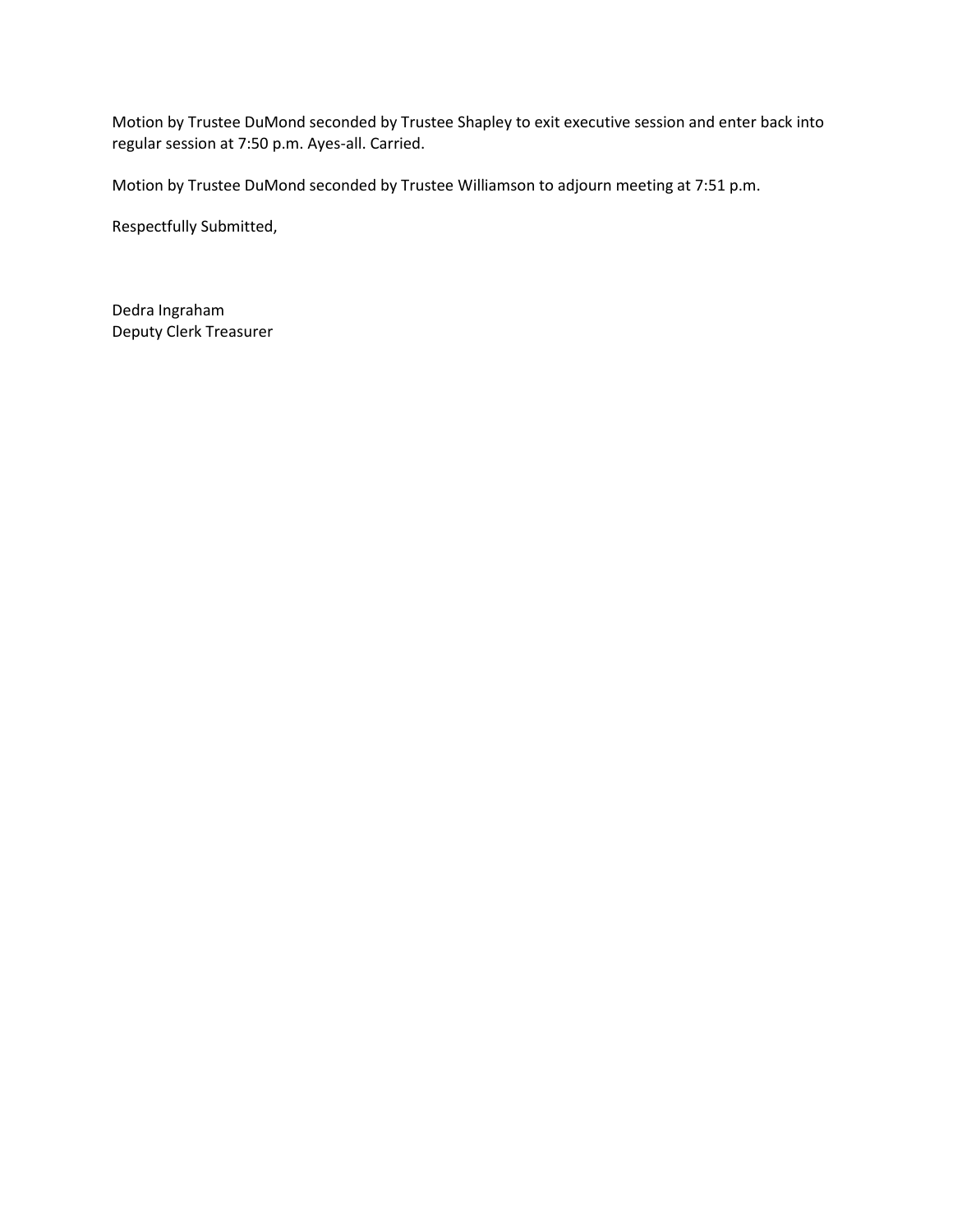Motion by Trustee DuMond seconded by Trustee Shapley to exit executive session and enter back into regular session at 7:50 p.m. Ayes-all. Carried.

Motion by Trustee DuMond seconded by Trustee Williamson to adjourn meeting at 7:51 p.m.

Respectfully Submitted,

Dedra Ingraham  
Deputy Clerk Treasurer